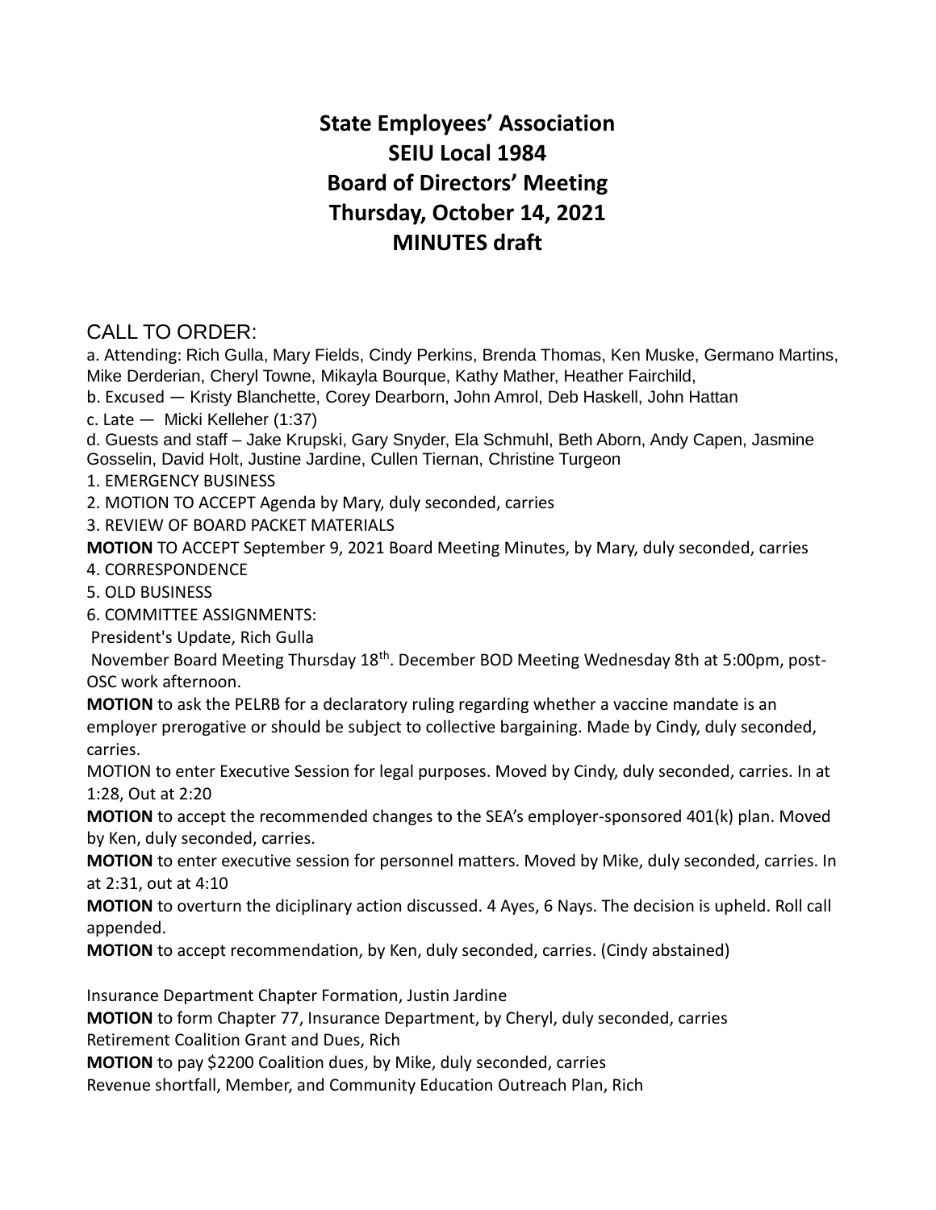# State Employees' Association
# SEIU Local 1984
# Board of Directors' Meeting
# Thursday, October 14, 2021
# MINUTES draft

## CALL TO ORDER:

a. Attending: Rich Gulla, Mary Fields, Cindy Perkins, Brenda Thomas, Ken Muske, Germano Martins, Mike Derderian, Cheryl Towne, Mikayla Bourque, Kathy Mather, Heather Fairchild,

b. Excused — Kristy Blanchette, Corey Dearborn, John Amrol, Deb Haskell, John Hattan

c. Late — Micki Kelleher (1:37)

d. Guests and staff – Jake Krupski, Gary Snyder, Ela Schmuhl, Beth Aborn, Andy Capen, Jasmine Gosselin, David Holt, Justine Jardine, Cullen Tiernan, Christine Turgeon

1. EMERGENCY BUSINESS
2. MOTION TO ACCEPT Agenda by Mary, duly seconded, carries
3. REVIEW OF BOARD PACKET MATERIALS

**MOTION** TO ACCEPT September 9, 2021 Board Meeting Minutes, by Mary, duly seconded, carries

4. CORRESPONDENCE
5. OLD BUSINESS
6. COMMITTEE ASSIGNMENTS:

President's Update, Rich Gulla

November Board Meeting Thursday 18th. December BOD Meeting Wednesday 8th at 5:00pm, post-OSC work afternoon.

**MOTION** to ask the PELRB for a declaratory ruling regarding whether a vaccine mandate is an employer prerogative or should be subject to collective bargaining. Made by Cindy, duly seconded, carries.

MOTION to enter Executive Session for legal purposes. Moved by Cindy, duly seconded, carries. In at 1:28, Out at 2:20

**MOTION** to accept the recommended changes to the SEA's employer-sponsored 401(k) plan. Moved by Ken, duly seconded, carries.

**MOTION** to enter executive session for personnel matters. Moved by Mike, duly seconded, carries. In at 2:31, out at 4:10

**MOTION** to overturn the diciplinary action discussed. 4 Ayes, 6 Nays. The decision is upheld. Roll call appended.

**MOTION** to accept recommendation, by Ken, duly seconded, carries. (Cindy abstained)

Insurance Department Chapter Formation, Justin Jardine

**MOTION** to form Chapter 77, Insurance Department, by Cheryl, duly seconded, carries

Retirement Coalition Grant and Dues, Rich

**MOTION** to pay $2200 Coalition dues, by Mike, duly seconded, carries

Revenue shortfall, Member, and Community Education Outreach Plan, Rich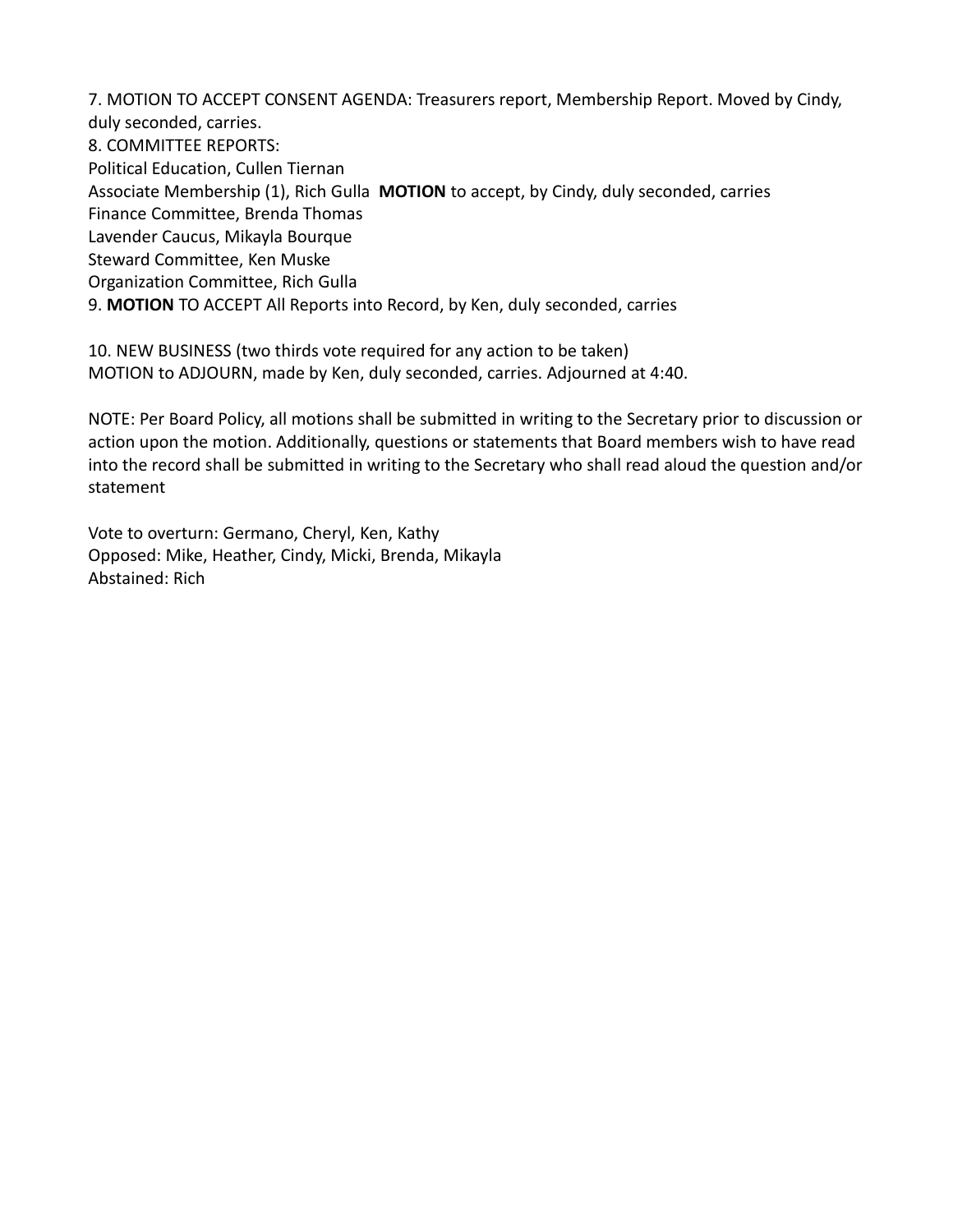7. MOTION TO ACCEPT CONSENT AGENDA: Treasurers report, Membership Report. Moved by Cindy, duly seconded, carries.

8. COMMITTEE REPORTS:

Political Education, Cullen Tiernan

Associate Membership (1), Rich Gulla **MOTION** to accept, by Cindy, duly seconded, carries

Finance Committee, Brenda Thomas

Lavender Caucus, Mikayla Bourque

Steward Committee, Ken Muske

Organization Committee, Rich Gulla

9. **MOTION** TO ACCEPT All Reports into Record, by Ken, duly seconded, carries

10. NEW BUSINESS (two thirds vote required for any action to be taken)

MOTION to ADJOURN, made by Ken, duly seconded, carries. Adjourned at 4:40.

NOTE: Per Board Policy, all motions shall be submitted in writing to the Secretary prior to discussion or action upon the motion. Additionally, questions or statements that Board members wish to have read into the record shall be submitted in writing to the Secretary who shall read aloud the question and/or statement

Vote to overturn: Germano, Cheryl, Ken, Kathy

Opposed: Mike, Heather, Cindy, Micki, Brenda, Mikayla

Abstained: Rich